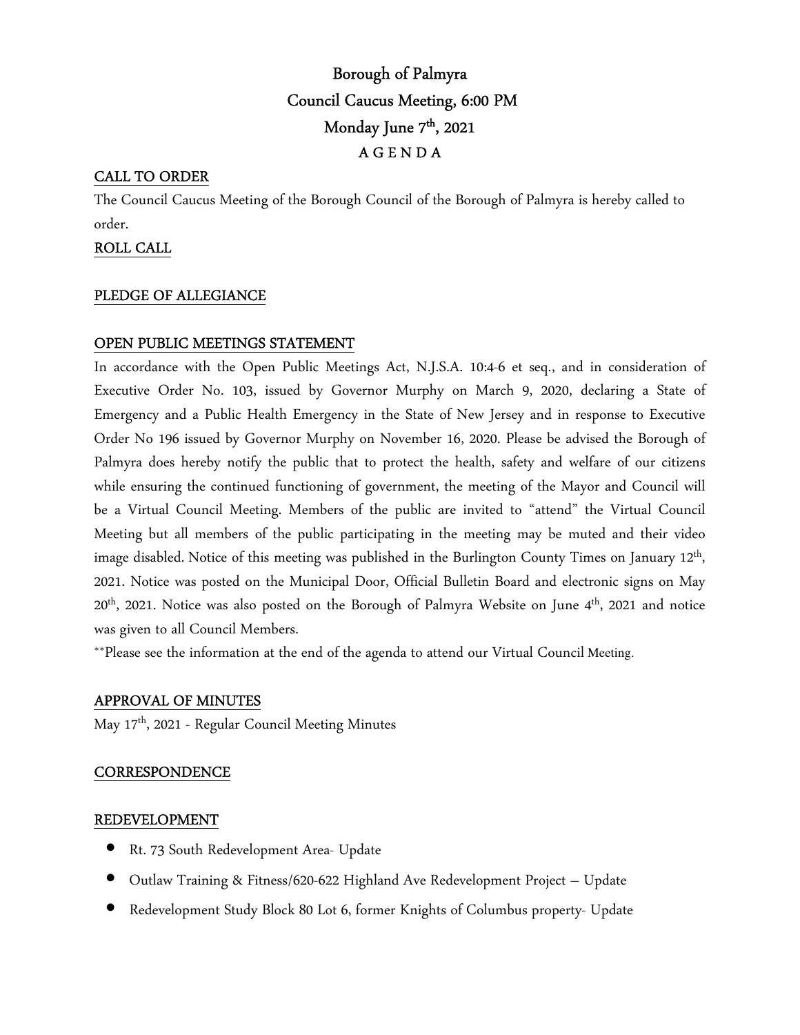# Borough of Palmyra
## Council Caucus Meeting, 6:00 PM
## Monday June 7th, 2021
## A G E N D A

**CALL TO ORDER**

The Council Caucus Meeting of the Borough Council of the Borough of Palmyra is hereby called to order.

**ROLL CALL**

**PLEDGE OF ALLEGIANCE**

**OPEN PUBLIC MEETINGS STATEMENT**

In accordance with the Open Public Meetings Act, N.J.S.A. 10:4-6 et seq., and in consideration of Executive Order No. 103, issued by Governor Murphy on March 9, 2020, declaring a State of Emergency and a Public Health Emergency in the State of New Jersey and in response to Executive Order No 196 issued by Governor Murphy on November 16, 2020. Please be advised the Borough of Palmyra does hereby notify the public that to protect the health, safety and welfare of our citizens while ensuring the continued functioning of government, the meeting of the Mayor and Council will be a Virtual Council Meeting. Members of the public are invited to "attend" the Virtual Council Meeting but all members of the public participating in the meeting may be muted and their video image disabled. Notice of this meeting was published in the Burlington County Times on January 12th, 2021. Notice was posted on the Municipal Door, Official Bulletin Board and electronic signs on May 20th, 2021. Notice was also posted on the Borough of Palmyra Website on June 4th, 2021 and notice was given to all Council Members.

**Please see the information at the end of the agenda to attend our Virtual Council Meeting.

**APPROVAL OF MINUTES**

May 17th, 2021 - Regular Council Meeting Minutes

**CORRESPONDENCE**

**REDEVELOPMENT**

- Rt. 73 South Redevelopment Area- Update
- Outlaw Training & Fitness/620-622 Highland Ave Redevelopment Project – Update
- Redevelopment Study Block 80 Lot 6, former Knights of Columbus property- Update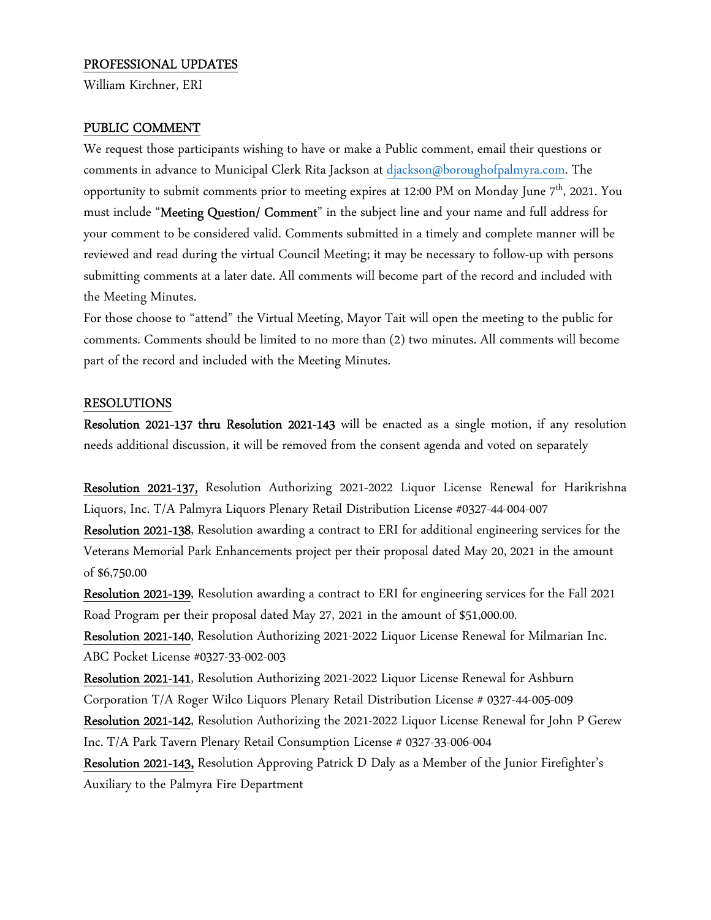## PROFESSIONAL UPDATES

William Kirchner, ERI

## PUBLIC COMMENT

We request those participants wishing to have or make a Public comment, email their questions or comments in advance to Municipal Clerk Rita Jackson at djackson@boroughofpalmyra.com. The opportunity to submit comments prior to meeting expires at 12:00 PM on Monday June 7th, 2021. You must include "**Meeting Question/ Comment**" in the subject line and your name and full address for your comment to be considered valid. Comments submitted in a timely and complete manner will be reviewed and read during the virtual Council Meeting; it may be necessary to follow-up with persons submitting comments at a later date. All comments will become part of the record and included with the Meeting Minutes.

For those choose to "attend" the Virtual Meeting, Mayor Tait will open the meeting to the public for comments. Comments should be limited to no more than (2) two minutes. All comments will become part of the record and included with the Meeting Minutes.

## RESOLUTIONS

**Resolution 2021-137 thru Resolution 2021-143** will be enacted as a single motion, if any resolution needs additional discussion, it will be removed from the consent agenda and voted on separately

**Resolution 2021-137,** Resolution Authorizing 2021-2022 Liquor License Renewal for Harikrishna Liquors, Inc. T/A Palmyra Liquors Plenary Retail Distribution License #0327-44-004-007

**Resolution 2021-138**, Resolution awarding a contract to ERI for additional engineering services for the Veterans Memorial Park Enhancements project per their proposal dated May 20, 2021 in the amount of $6,750.00

**Resolution 2021-139**, Resolution awarding a contract to ERI for engineering services for the Fall 2021 Road Program per their proposal dated May 27, 2021 in the amount of $51,000.00.

**Resolution 2021-140**, Resolution Authorizing 2021-2022 Liquor License Renewal for Milmarian Inc. ABC Pocket License #0327-33-002-003

**Resolution 2021-141**, Resolution Authorizing 2021-2022 Liquor License Renewal for Ashburn Corporation T/A Roger Wilco Liquors Plenary Retail Distribution License # 0327-44-005-009

**Resolution 2021-142**, Resolution Authorizing the 2021-2022 Liquor License Renewal for John P Gerew Inc. T/A Park Tavern Plenary Retail Consumption License # 0327-33-006-004

**Resolution 2021-143,** Resolution Approving Patrick D Daly as a Member of the Junior Firefighter's Auxiliary to the Palmyra Fire Department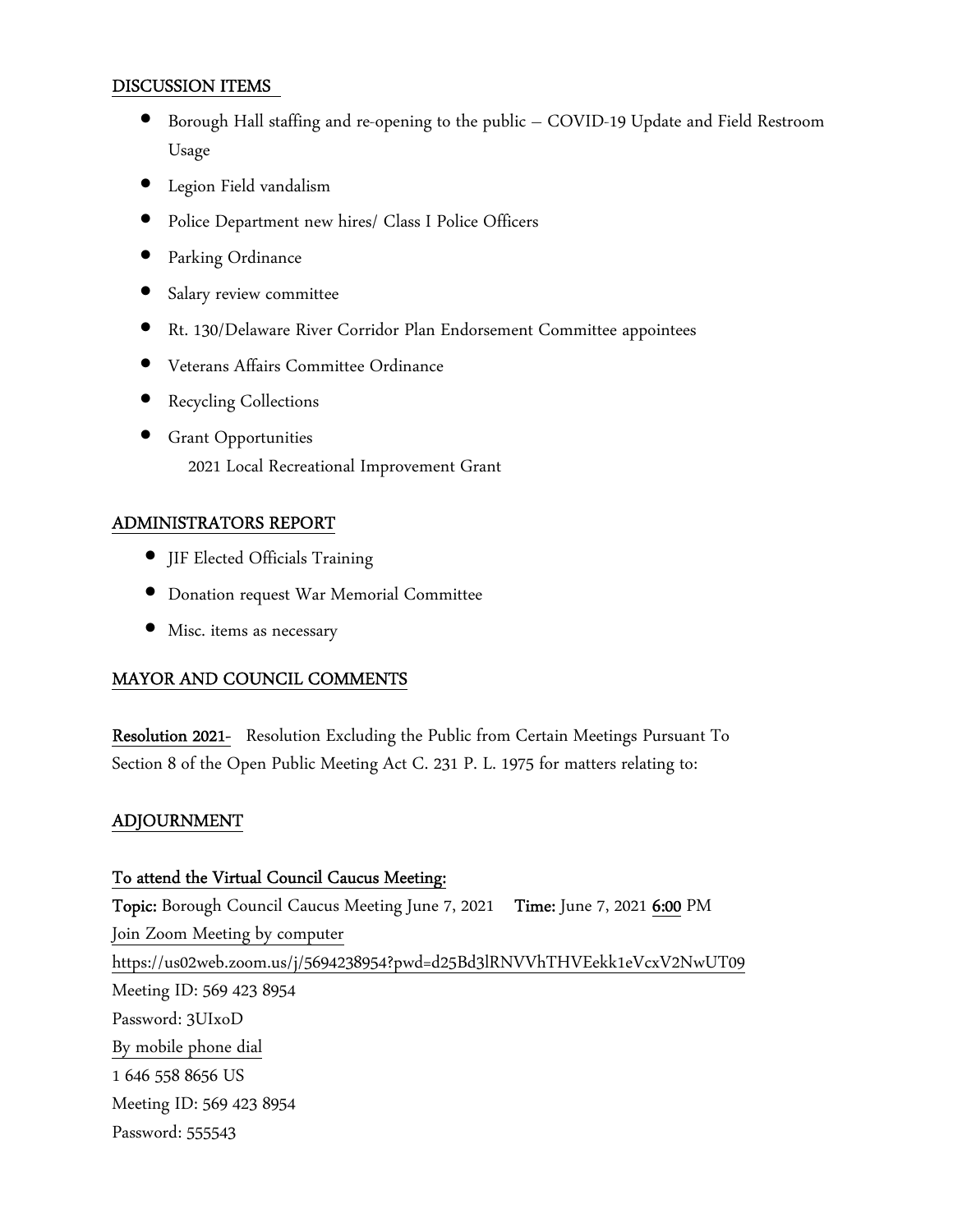## DISCUSSION ITEMS

- Borough Hall staffing and re-opening to the public – COVID-19 Update and Field Restroom Usage
- Legion Field vandalism
- Police Department new hires/ Class I Police Officers
- Parking Ordinance
- Salary review committee
- Rt. 130/Delaware River Corridor Plan Endorsement Committee appointees
- Veterans Affairs Committee Ordinance
- Recycling Collections
- Grant Opportunities
  2021 Local Recreational Improvement Grant

## ADMINISTRATORS REPORT

- JIF Elected Officials Training
- Donation request War Memorial Committee
- Misc. items as necessary

## MAYOR AND COUNCIL COMMENTS

**Resolution 2021-** Resolution Excluding the Public from Certain Meetings Pursuant To Section 8 of the Open Public Meeting Act C. 231 P. L. 1975 for matters relating to:

## ADJOURNMENT

**To attend the Virtual Council Caucus Meeting:**

**Topic:** Borough Council Caucus Meeting June 7, 2021 **Time:** June 7, 2021 **6:00** PM

Join Zoom Meeting by computer

https://us02web.zoom.us/j/5694238954?pwd=d25Bd3lRNVVhTHVEekk1eVcxV2NwUT09

Meeting ID: 569 423 8954

Password: 3UIxoD

By mobile phone dial

1 646 558 8656 US

Meeting ID: 569 423 8954

Password: 555543